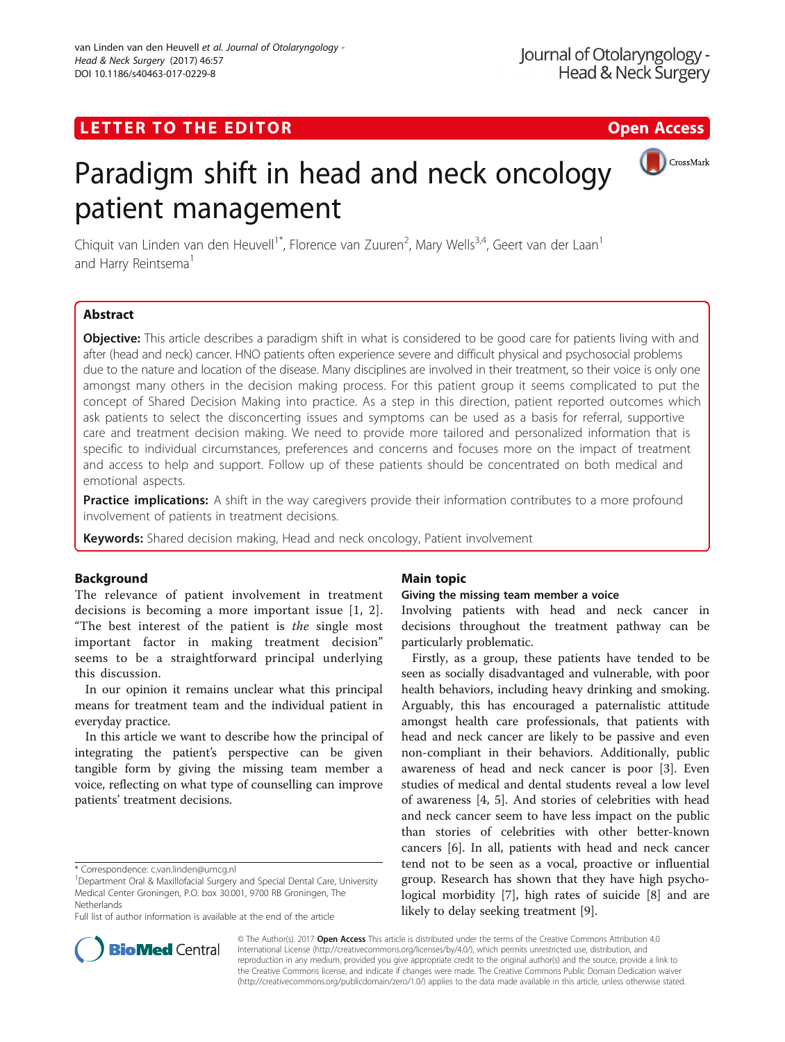LETTER TO THE EDITOR

Open Access

# Paradigm shift in head and neck oncology patient management

Chiquit van Linden van den Heuvell[1*], Florence van Zuuren[2], Mary Wells[3,4], Geert van der Laan[1] and Harry Reintsema[1]

## Abstract

**Objective:** This article describes a paradigm shift in what is considered to be good care for patients living with and after (head and neck) cancer. HNO patients often experience severe and difficult physical and psychosocial problems due to the nature and location of the disease. Many disciplines are involved in their treatment, so their voice is only one amongst many others in the decision making process. For this patient group it seems complicated to put the concept of Shared Decision Making into practice. As a step in this direction, patient reported outcomes which ask patients to select the disconcerting issues and symptoms can be used as a basis for referral, supportive care and treatment decision making. We need to provide more tailored and personalized information that is specific to individual circumstances, preferences and concerns and focuses more on the impact of treatment and access to help and support. Follow up of these patients should be concentrated on both medical and emotional aspects.

**Practice implications:** A shift in the way caregivers provide their information contributes to a more profound involvement of patients in treatment decisions.

**Keywords:** Shared decision making, Head and neck oncology, Patient involvement

## Background

The relevance of patient involvement in treatment decisions is becoming a more important issue [1, 2]. "The best interest of the patient is *the* single most important factor in making treatment decision" seems to be a straightforward principal underlying this discussion.

In our opinion it remains unclear what this principal means for treatment team and the individual patient in everyday practice.

In this article we want to describe how the principal of integrating the patient's perspective can be given tangible form by giving the missing team member a voice, reflecting on what type of counselling can improve patients' treatment decisions.

## Main topic

### Giving the missing team member a voice

Involving patients with head and neck cancer in decisions throughout the treatment pathway can be particularly problematic.

Firstly, as a group, these patients have tended to be seen as socially disadvantaged and vulnerable, with poor health behaviors, including heavy drinking and smoking. Arguably, this has encouraged a paternalistic attitude amongst health care professionals, that patients with head and neck cancer are likely to be passive and even non-compliant in their behaviors. Additionally, public awareness of head and neck cancer is poor [3]. Even studies of medical and dental students reveal a low level of awareness [4, 5]. And stories of celebrities with head and neck cancer seem to have less impact on the public than stories of celebrities with other better-known cancers [6]. In all, patients with head and neck cancer tend not to be seen as a vocal, proactive or influential group. Research has shown that they have high psychological morbidity [7], high rates of suicide [8] and are likely to delay seeking treatment [9].

\* Correspondence: c.van.linden@umcg.nl

[1]Department Oral & Maxillofacial Surgery and Special Dental Care, University Medical Center Groningen, P.O. box 30.001, 9700 RB Groningen, The Netherlands

Full list of author information is available at the end of the article

© The Author(s). 2017 **Open Access** This article is distributed under the terms of the Creative Commons Attribution 4.0 International License (http://creativecommons.org/licenses/by/4.0/), which permits unrestricted use, distribution, and reproduction in any medium, provided you give appropriate credit to the original author(s) and the source, provide a link to the Creative Commons license, and indicate if changes were made. The Creative Commons Public Domain Dedication waiver (http://creativecommons.org/publicdomain/zero/1.0/) applies to the data made available in this article, unless otherwise stated.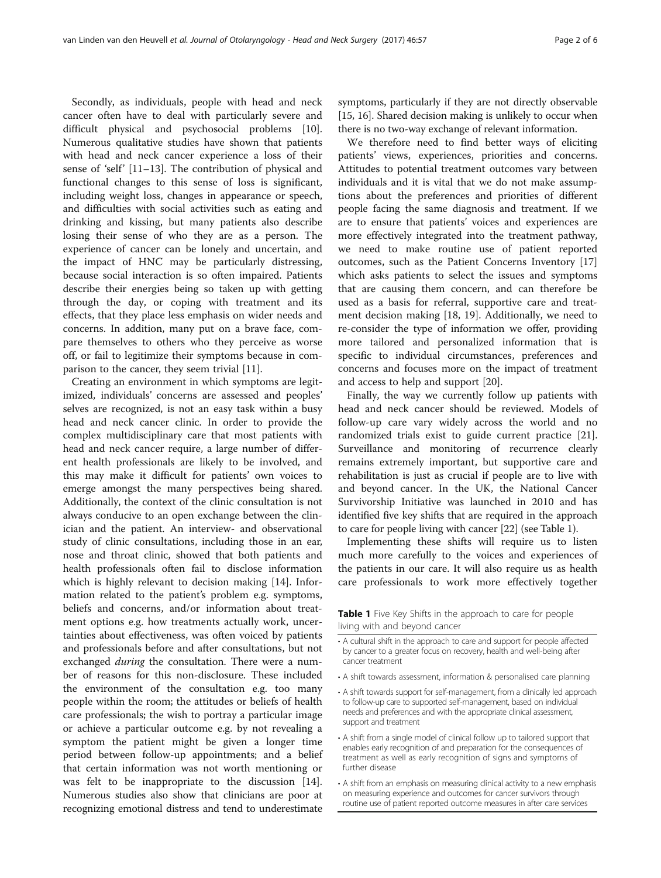Secondly, as individuals, people with head and neck cancer often have to deal with particularly severe and difficult physical and psychosocial problems [10]. Numerous qualitative studies have shown that patients with head and neck cancer experience a loss of their sense of 'self' [11–13]. The contribution of physical and functional changes to this sense of loss is significant, including weight loss, changes in appearance or speech, and difficulties with social activities such as eating and drinking and kissing, but many patients also describe losing their sense of who they are as a person. The experience of cancer can be lonely and uncertain, and the impact of HNC may be particularly distressing, because social interaction is so often impaired. Patients describe their energies being so taken up with getting through the day, or coping with treatment and its effects, that they place less emphasis on wider needs and concerns. In addition, many put on a brave face, compare themselves to others who they perceive as worse off, or fail to legitimize their symptoms because in comparison to the cancer, they seem trivial [11].

Creating an environment in which symptoms are legitimized, individuals' concerns are assessed and peoples' selves are recognized, is not an easy task within a busy head and neck cancer clinic. In order to provide the complex multidisciplinary care that most patients with head and neck cancer require, a large number of different health professionals are likely to be involved, and this may make it difficult for patients' own voices to emerge amongst the many perspectives being shared. Additionally, the context of the clinic consultation is not always conducive to an open exchange between the clinician and the patient. An interview- and observational study of clinic consultations, including those in an ear, nose and throat clinic, showed that both patients and health professionals often fail to disclose information which is highly relevant to decision making [14]. Information related to the patient's problem e.g. symptoms, beliefs and concerns, and/or information about treatment options e.g. how treatments actually work, uncertainties about effectiveness, was often voiced by patients and professionals before and after consultations, but not exchanged *during* the consultation. There were a number of reasons for this non-disclosure. These included the environment of the consultation e.g. too many people within the room; the attitudes or beliefs of health care professionals; the wish to portray a particular image or achieve a particular outcome e.g. by not revealing a symptom the patient might be given a longer time period between follow-up appointments; and a belief that certain information was not worth mentioning or was felt to be inappropriate to the discussion [14]. Numerous studies also show that clinicians are poor at recognizing emotional distress and tend to underestimate symptoms, particularly if they are not directly observable [15, 16]. Shared decision making is unlikely to occur when there is no two-way exchange of relevant information.

We therefore need to find better ways of eliciting patients' views, experiences, priorities and concerns. Attitudes to potential treatment outcomes vary between individuals and it is vital that we do not make assumptions about the preferences and priorities of different people facing the same diagnosis and treatment. If we are to ensure that patients' voices and experiences are more effectively integrated into the treatment pathway, we need to make routine use of patient reported outcomes, such as the Patient Concerns Inventory [17] which asks patients to select the issues and symptoms that are causing them concern, and can therefore be used as a basis for referral, supportive care and treatment decision making [18, 19]. Additionally, we need to re-consider the type of information we offer, providing more tailored and personalized information that is specific to individual circumstances, preferences and concerns and focuses more on the impact of treatment and access to help and support [20].

Finally, the way we currently follow up patients with head and neck cancer should be reviewed. Models of follow-up care vary widely across the world and no randomized trials exist to guide current practice [21]. Surveillance and monitoring of recurrence clearly remains extremely important, but supportive care and rehabilitation is just as crucial if people are to live with and beyond cancer. In the UK, the National Cancer Survivorship Initiative was launched in 2010 and has identified five key shifts that are required in the approach to care for people living with cancer [22] (see Table 1).

Implementing these shifts will require us to listen much more carefully to the voices and experiences of the patients in our care. It will also require us as health care professionals to work more effectively together

**Table 1** Five Key Shifts in the approach to care for people living with and beyond cancer

- A cultural shift in the approach to care and support for people affected by cancer to a greater focus on recovery, health and well-being after cancer treatment
- A shift towards assessment, information & personalised care planning
- A shift towards support for self-management, from a clinically led approach to follow-up care to supported self-management, based on individual needs and preferences and with the appropriate clinical assessment, support and treatment
- A shift from a single model of clinical follow up to tailored support that enables early recognition of and preparation for the consequences of treatment as well as early recognition of signs and symptoms of further disease
- A shift from an emphasis on measuring clinical activity to a new emphasis on measuring experience and outcomes for cancer survivors through routine use of patient reported outcome measures in after care services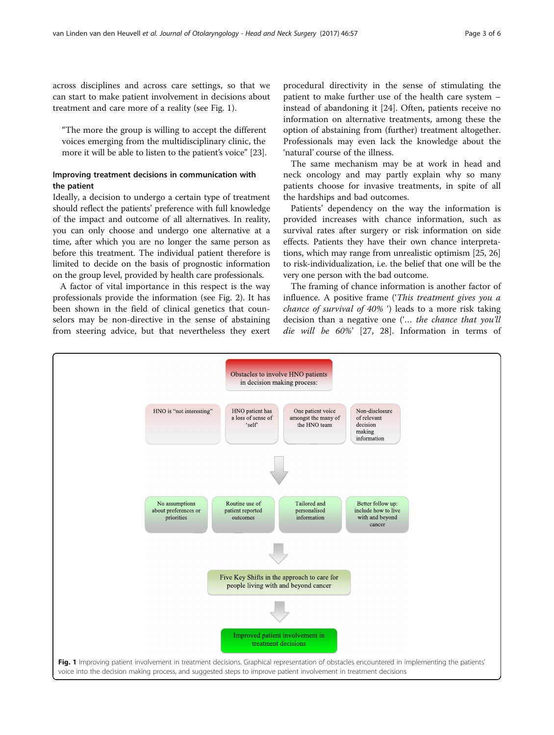across disciplines and across care settings, so that we can start to make patient involvement in decisions about treatment and care more of a reality (see Fig. 1).

> "The more the group is willing to accept the different voices emerging from the multidisciplinary clinic, the more it will be able to listen to the patient's voice" [23].

### Improving treatment decisions in communication with the patient

Ideally, a decision to undergo a certain type of treatment should reflect the patients' preference with full knowledge of the impact and outcome of all alternatives. In reality, you can only choose and undergo one alternative at a time, after which you are no longer the same person as before this treatment. The individual patient therefore is limited to decide on the basis of prognostic information on the group level, provided by health care professionals.

A factor of vital importance in this respect is the way professionals provide the information (see Fig. 2). It has been shown in the field of clinical genetics that counselors may be non-directive in the sense of abstaining from steering advice, but that nevertheless they exert procedural directivity in the sense of stimulating the patient to make further use of the health care system – instead of abandoning it [24]. Often, patients receive no information on alternative treatments, among these the option of abstaining from (further) treatment altogether. Professionals may even lack the knowledge about the 'natural' course of the illness.

The same mechanism may be at work in head and neck oncology and may partly explain why so many patients choose for invasive treatments, in spite of all the hardships and bad outcomes.

Patients' dependency on the way the information is provided increases with chance information, such as survival rates after surgery or risk information on side effects. Patients they have their own chance interpretations, which may range from unrealistic optimism [25, 26] to risk-individualization, i.e. the belief that one will be the very one person with the bad outcome.

The framing of chance information is another factor of influence. A positive frame ('*This treatment gives you a chance of survival of 40%* ') leads to a more risk taking decision than a negative one ('*… the chance that you'll die will be 60%*' [27, 28]. Information in terms of

Obstacles to involve HNO patients in decision making process:

- HNO is "not interesting"
- HNO patient has a loss of sense of 'self'
- One patient voice amongst the many of the HNO team
- Non-disclosure of relevant decision making information

↓

- No assumptions about preferences or priorities
- Routine use of patient reported outcomes
- Tailored and personalised information
- Better follow up: include how to live with and beyond cancer

↓

Five Key Shifts in the approach to care for people living with and beyond cancer

↓

Improved patient involvement in treatment decisions

**Fig. 1** Improving patient involvement in treatment decisions. Graphical representation of obstacles encountered in implementing the patients' voice into the decision making process, and suggested steps to improve patient involvement in treatment decisions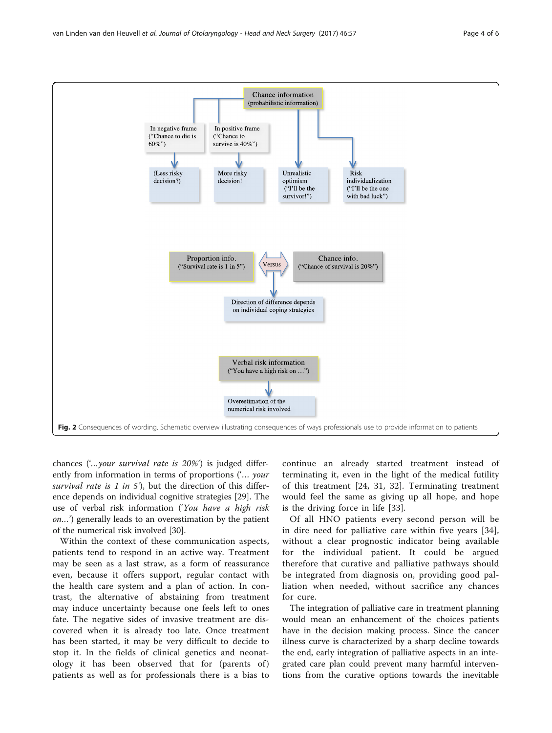Chance information
(probabilistic information)

In negative frame ("Chance to die is 60%") → (Less risky decision?)

In positive frame ("Chance to survive is 40%") → More risky decision!

Unrealistic optimism ("I'll be the survivor!")

Risk individualization ("I'll be the one with bad luck")

Proportion info. ("Survival rate is 1 in 5") Versus Chance info. ("Chance of survival is 20%") → Direction of difference depends on individual coping strategies

Verbal risk information ("You have a high risk on …") → Overestimation of the numerical risk involved

**Fig. 2** Consequences of wording. Schematic overview illustrating consequences of ways professionals use to provide information to patients

chances ('…*your survival rate is 20%*') is judged differently from information in terms of proportions ('… *your survival rate is 1 in 5*'), but the direction of this difference depends on individual cognitive strategies [29]. The use of verbal risk information ('*You have a high risk on…*') generally leads to an overestimation by the patient of the numerical risk involved [30].

Within the context of these communication aspects, patients tend to respond in an active way. Treatment may be seen as a last straw, as a form of reassurance even, because it offers support, regular contact with the health care system and a plan of action. In contrast, the alternative of abstaining from treatment may induce uncertainty because one feels left to ones fate. The negative sides of invasive treatment are discovered when it is already too late. Once treatment has been started, it may be very difficult to decide to stop it. In the fields of clinical genetics and neonatology it has been observed that for (parents of) patients as well as for professionals there is a bias to continue an already started treatment instead of terminating it, even in the light of the medical futility of this treatment [24, 31, 32]. Terminating treatment would feel the same as giving up all hope, and hope is the driving force in life [33].

Of all HNO patients every second person will be in dire need for palliative care within five years [34], without a clear prognostic indicator being available for the individual patient. It could be argued therefore that curative and palliative pathways should be integrated from diagnosis on, providing good palliation when needed, without sacrifice any chances for cure.

The integration of palliative care in treatment planning would mean an enhancement of the choices patients have in the decision making process. Since the cancer illness curve is characterized by a sharp decline towards the end, early integration of palliative aspects in an integrated care plan could prevent many harmful interventions from the curative options towards the inevitable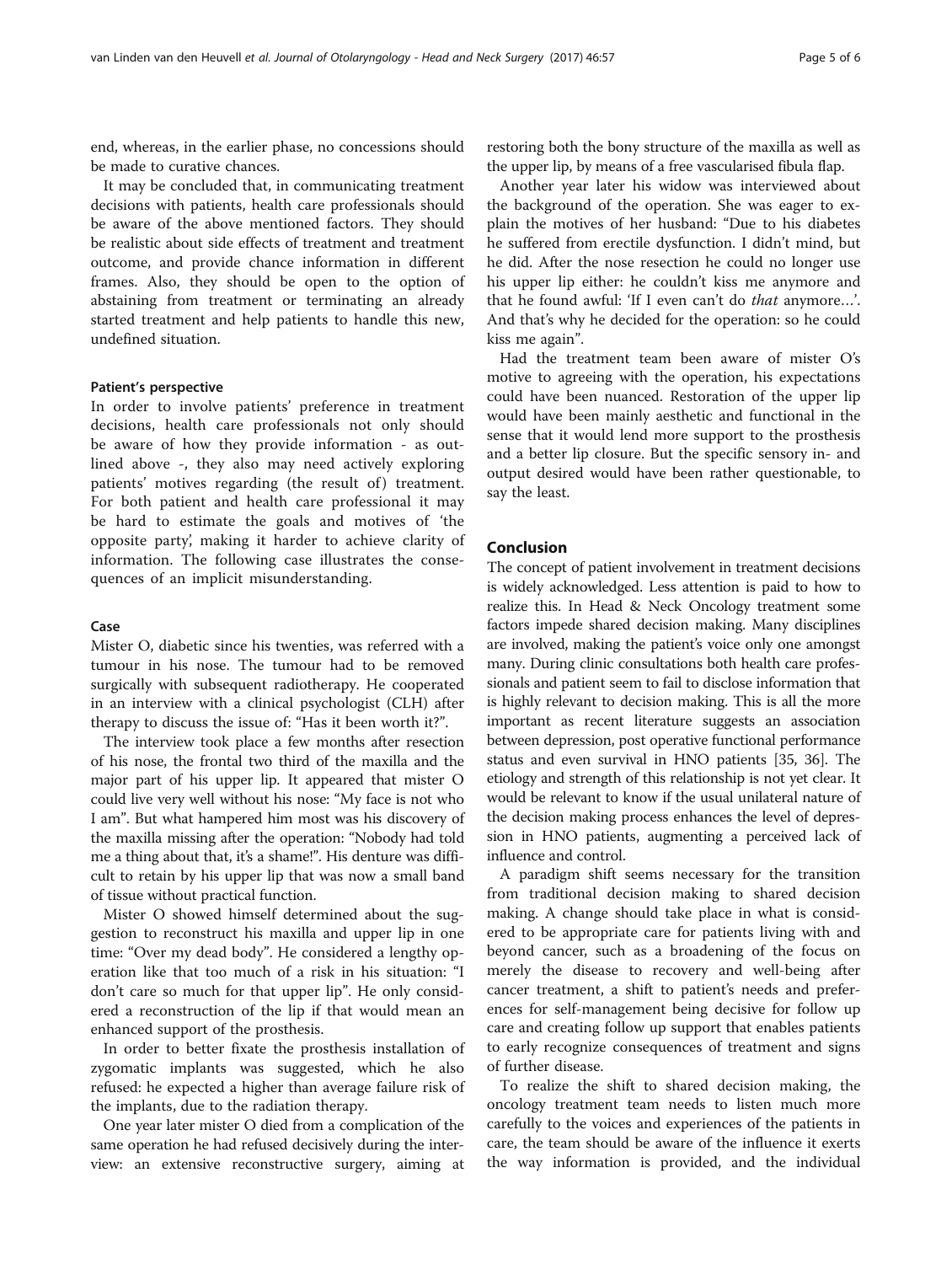end, whereas, in the earlier phase, no concessions should be made to curative chances.

It may be concluded that, in communicating treatment decisions with patients, health care professionals should be aware of the above mentioned factors. They should be realistic about side effects of treatment and treatment outcome, and provide chance information in different frames. Also, they should be open to the option of abstaining from treatment or terminating an already started treatment and help patients to handle this new, undefined situation.

#### Patient's perspective

In order to involve patients' preference in treatment decisions, health care professionals not only should be aware of how they provide information - as outlined above -, they also may need actively exploring patients' motives regarding (the result of) treatment. For both patient and health care professional it may be hard to estimate the goals and motives of 'the opposite party', making it harder to achieve clarity of information. The following case illustrates the consequences of an implicit misunderstanding.

#### Case

Mister O, diabetic since his twenties, was referred with a tumour in his nose. The tumour had to be removed surgically with subsequent radiotherapy. He cooperated in an interview with a clinical psychologist (CLH) after therapy to discuss the issue of: "Has it been worth it?".

The interview took place a few months after resection of his nose, the frontal two third of the maxilla and the major part of his upper lip. It appeared that mister O could live very well without his nose: "My face is not who I am". But what hampered him most was his discovery of the maxilla missing after the operation: "Nobody had told me a thing about that, it's a shame!". His denture was difficult to retain by his upper lip that was now a small band of tissue without practical function.

Mister O showed himself determined about the suggestion to reconstruct his maxilla and upper lip in one time: "Over my dead body". He considered a lengthy operation like that too much of a risk in his situation: "I don't care so much for that upper lip". He only considered a reconstruction of the lip if that would mean an enhanced support of the prosthesis.

In order to better fixate the prosthesis installation of zygomatic implants was suggested, which he also refused: he expected a higher than average failure risk of the implants, due to the radiation therapy.

One year later mister O died from a complication of the same operation he had refused decisively during the interview: an extensive reconstructive surgery, aiming at restoring both the bony structure of the maxilla as well as the upper lip, by means of a free vascularised fibula flap.

Another year later his widow was interviewed about the background of the operation. She was eager to explain the motives of her husband: "Due to his diabetes he suffered from erectile dysfunction. I didn't mind, but he did. After the nose resection he could no longer use his upper lip either: he couldn't kiss me anymore and that he found awful: 'If I even can't do *that* anymore…'. And that's why he decided for the operation: so he could kiss me again".

Had the treatment team been aware of mister O's motive to agreeing with the operation, his expectations could have been nuanced. Restoration of the upper lip would have been mainly aesthetic and functional in the sense that it would lend more support to the prosthesis and a better lip closure. But the specific sensory in- and output desired would have been rather questionable, to say the least.

## Conclusion

The concept of patient involvement in treatment decisions is widely acknowledged. Less attention is paid to how to realize this. In Head & Neck Oncology treatment some factors impede shared decision making. Many disciplines are involved, making the patient's voice only one amongst many. During clinic consultations both health care professionals and patient seem to fail to disclose information that is highly relevant to decision making. This is all the more important as recent literature suggests an association between depression, post operative functional performance status and even survival in HNO patients [35, 36]. The etiology and strength of this relationship is not yet clear. It would be relevant to know if the usual unilateral nature of the decision making process enhances the level of depression in HNO patients, augmenting a perceived lack of influence and control.

A paradigm shift seems necessary for the transition from traditional decision making to shared decision making. A change should take place in what is considered to be appropriate care for patients living with and beyond cancer, such as a broadening of the focus on merely the disease to recovery and well-being after cancer treatment, a shift to patient's needs and preferences for self-management being decisive for follow up care and creating follow up support that enables patients to early recognize consequences of treatment and signs of further disease.

To realize the shift to shared decision making, the oncology treatment team needs to listen much more carefully to the voices and experiences of the patients in care, the team should be aware of the influence it exerts the way information is provided, and the individual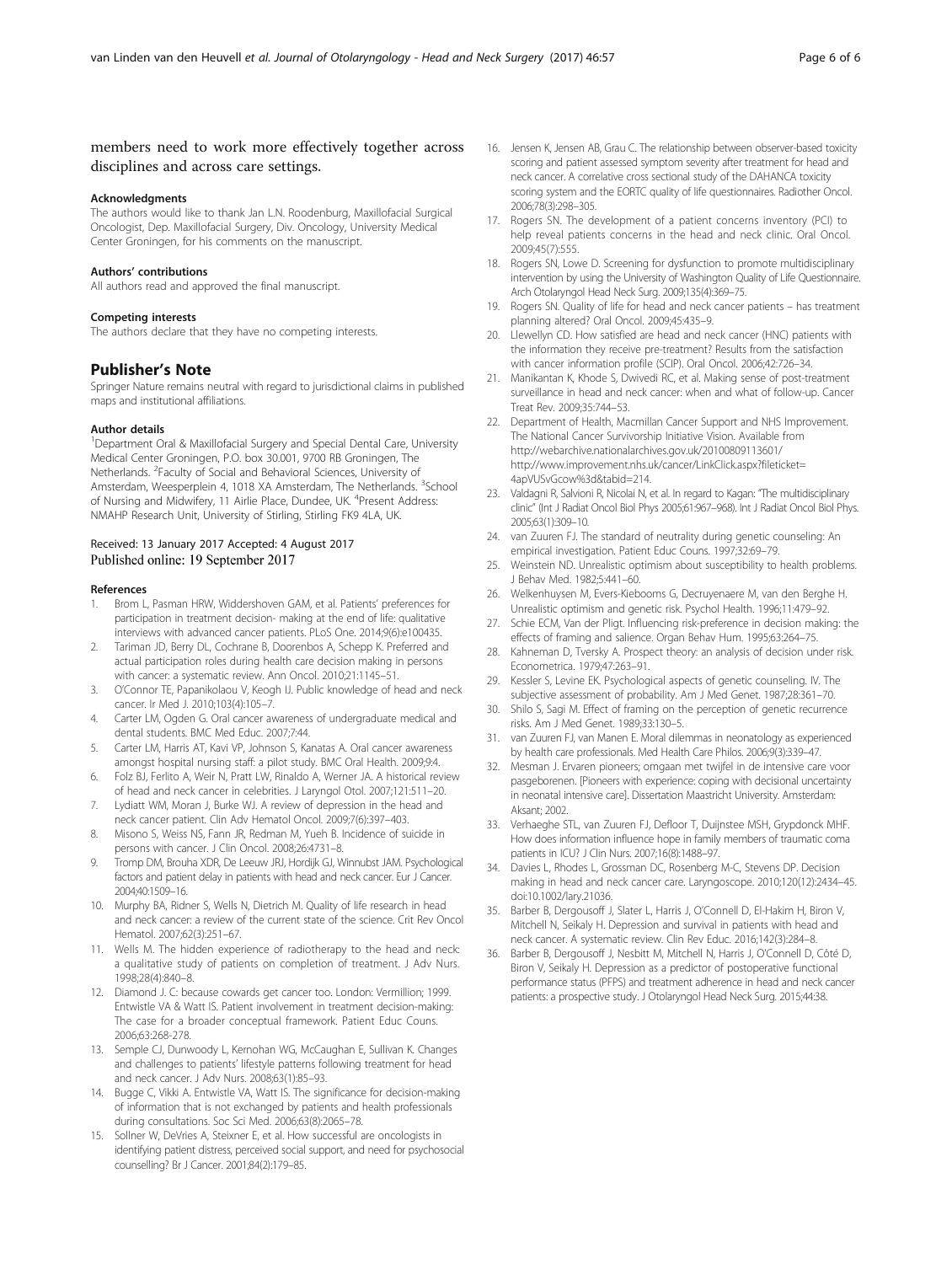members need to work more effectively together across disciplines and across care settings.

#### Acknowledgments

The authors would like to thank Jan L.N. Roodenburg, Maxillofacial Surgical Oncologist, Dep. Maxillofacial Surgery, Div. Oncology, University Medical Center Groningen, for his comments on the manuscript.

#### Authors' contributions

All authors read and approved the final manuscript.

#### Competing interests

The authors declare that they have no competing interests.

## Publisher's Note

Springer Nature remains neutral with regard to jurisdictional claims in published maps and institutional affiliations.

#### Author details

[1]Department Oral & Maxillofacial Surgery and Special Dental Care, University Medical Center Groningen, P.O. box 30.001, 9700 RB Groningen, The Netherlands. [2]Faculty of Social and Behavioral Sciences, University of Amsterdam, Weesperplein 4, 1018 XA Amsterdam, The Netherlands. [3]School of Nursing and Midwifery, 11 Airlie Place, Dundee, UK. [4]Present Address: NMAHP Research Unit, University of Stirling, Stirling FK9 4LA, UK.

Received: 13 January 2017 Accepted: 4 August 2017
Published online: 19 September 2017

#### References

1. Brom L, Pasman HRW, Widdershoven GAM, et al. Patients' preferences for participation in treatment decision- making at the end of life: qualitative interviews with advanced cancer patients. PLoS One. 2014;9(6):e100435.
2. Tariman JD, Berry DL, Cochrane B, Doorenbos A, Schepp K. Preferred and actual participation roles during health care decision making in persons with cancer: a systematic review. Ann Oncol. 2010;21:1145–51.
3. O'Connor TE, Papanikolaou V, Keogh IJ. Public knowledge of head and neck cancer. Ir Med J. 2010;103(4):105–7.
4. Carter LM, Ogden G. Oral cancer awareness of undergraduate medical and dental students. BMC Med Educ. 2007;7:44.
5. Carter LM, Harris AT, Kavi VP, Johnson S, Kanatas A. Oral cancer awareness amongst hospital nursing staff: a pilot study. BMC Oral Health. 2009;9:4.
6. Folz BJ, Ferlito A, Weir N, Pratt LW, Rinaldo A, Werner JA. A historical review of head and neck cancer in celebrities. J Laryngol Otol. 2007;121:511–20.
7. Lydiatt WM, Moran J, Burke WJ. A review of depression in the head and neck cancer patient. Clin Adv Hematol Oncol. 2009;7(6):397–403.
8. Misono S, Weiss NS, Fann JR, Redman M, Yueh B. Incidence of suicide in persons with cancer. J Clin Oncol. 2008;26:4731–8.
9. Tromp DM, Brouha XDR, De Leeuw JRJ, Hordijk GJ, Winnubst JAM. Psychological factors and patient delay in patients with head and neck cancer. Eur J Cancer. 2004;40:1509–16.
10. Murphy BA, Ridner S, Wells N, Dietrich M. Quality of life research in head and neck cancer: a review of the current state of the science. Crit Rev Oncol Hematol. 2007;62(3):251–67.
11. Wells M. The hidden experience of radiotherapy to the head and neck: a qualitative study of patients on completion of treatment. J Adv Nurs. 1998;28(4):840–8.
12. Diamond J. C: because cowards get cancer too. London: Vermillion; 1999. Entwistle VA & Watt IS. Patient involvement in treatment decision-making: The case for a broader conceptual framework. Patient Educ Couns. 2006;63:268-278.
13. Semple CJ, Dunwoody L, Kernohan WG, McCaughan E, Sullivan K. Changes and challenges to patients' lifestyle patterns following treatment for head and neck cancer. J Adv Nurs. 2008;63(1):85–93.
14. Bugge C, Vikki A. Entwistle VA, Watt IS. The significance for decision-making of information that is not exchanged by patients and health professionals during consultations. Soc Sci Med. 2006;63(8):2065–78.
15. Sollner W, DeVries A, Steixner E, et al. How successful are oncologists in identifying patient distress, perceived social support, and need for psychosocial counselling? Br J Cancer. 2001;84(2):179–85.
16. Jensen K, Jensen AB, Grau C. The relationship between observer-based toxicity scoring and patient assessed symptom severity after treatment for head and neck cancer. A correlative cross sectional study of the DAHANCA toxicity scoring system and the EORTC quality of life questionnaires. Radiother Oncol. 2006;78(3):298–305.
17. Rogers SN. The development of a patient concerns inventory (PCI) to help reveal patients concerns in the head and neck clinic. Oral Oncol. 2009;45(7):555.
18. Rogers SN, Lowe D. Screening for dysfunction to promote multidisciplinary intervention by using the University of Washington Quality of Life Questionnaire. Arch Otolaryngol Head Neck Surg. 2009;135(4):369–75.
19. Rogers SN. Quality of life for head and neck cancer patients – has treatment planning altered? Oral Oncol. 2009;45:435–9.
20. Llewellyn CD. How satisfied are head and neck cancer (HNC) patients with the information they receive pre-treatment? Results from the satisfaction with cancer information profile (SCIP). Oral Oncol. 2006;42:726–34.
21. Manikantan K, Khode S, Dwivedi RC, et al. Making sense of post-treatment surveillance in head and neck cancer: when and what of follow-up. Cancer Treat Rev. 2009;35:744–53.
22. Department of Health, Macmillan Cancer Support and NHS Improvement. The National Cancer Survivorship Initiative Vision. Available from http://webarchive.nationalarchives.gov.uk/20100809113601/http://www.improvement.nhs.uk/cancer/LinkClick.aspx?fileticket=4apVUSvGcow%3d&tabid=214.
23. Valdagni R, Salvioni R, Nicolai N, et al. In regard to Kagan: "The multidisciplinary clinic" (Int J Radiat Oncol Biol Phys 2005;61:967–968). Int J Radiat Oncol Biol Phys. 2005;63(1):309–10.
24. van Zuuren FJ. The standard of neutrality during genetic counseling: An empirical investigation. Patient Educ Couns. 1997;32:69–79.
25. Weinstein ND. Unrealistic optimism about susceptibility to health problems. J Behav Med. 1982;5:441–60.
26. Welkenhuysen M, Evers-Kiebooms G, Decruyenaere M, van den Berghe H. Unrealistic optimism and genetic risk. Psychol Health. 1996;11:479–92.
27. Schie ECM, Van der Pligt. Influencing risk-preference in decision making: the effects of framing and salience. Organ Behav Hum. 1995;63:264–75.
28. Kahneman D, Tversky A. Prospect theory: an analysis of decision under risk. Econometrica. 1979;47:263–91.
29. Kessler S, Levine EK. Psychological aspects of genetic counseling. IV. The subjective assessment of probability. Am J Med Genet. 1987;28:361–70.
30. Shilo S, Sagi M. Effect of framing on the perception of genetic recurrence risks. Am J Med Genet. 1989;33:130–5.
31. van Zuuren FJ, van Manen E. Moral dilemmas in neonatology as experienced by health care professionals. Med Health Care Philos. 2006;9(3):339–47.
32. Mesman J. Ervaren pioneers; omgaan met twijfel in de intensive care voor pasgeborenen. [Pioneers with experience: coping with decisional uncertainty in neonatal intensive care]. Dissertation Maastricht University. Amsterdam: Aksant; 2002.
33. Verhaeghe STL, van Zuuren FJ, Defloor T, Duijnstee MSH, Grypdonck MHF. How does information influence hope in family members of traumatic coma patients in ICU? J Clin Nurs. 2007;16(8):1488–97.
34. Davies L, Rhodes L, Grossman DC, Rosenberg M-C, Stevens DP. Decision making in head and neck cancer care. Laryngoscope. 2010;120(12):2434–45. doi:10.1002/lary.21036.
35. Barber B, Dergousoff J, Slater L, Harris J, O'Connell D, El-Hakim H, Biron V, Mitchell N, Seikaly H. Depression and survival in patients with head and neck cancer. A systematic review. Clin Rev Educ. 2016;142(3):284–8.
36. Barber B, Dergousoff J, Nesbitt M, Mitchell N, Harris J, O'Connell D, Côté D, Biron V, Seikaly H. Depression as a predictor of postoperative functional performance status (PFPS) and treatment adherence in head and neck cancer patients: a prospective study. J Otolaryngol Head Neck Surg. 2015;44:38.